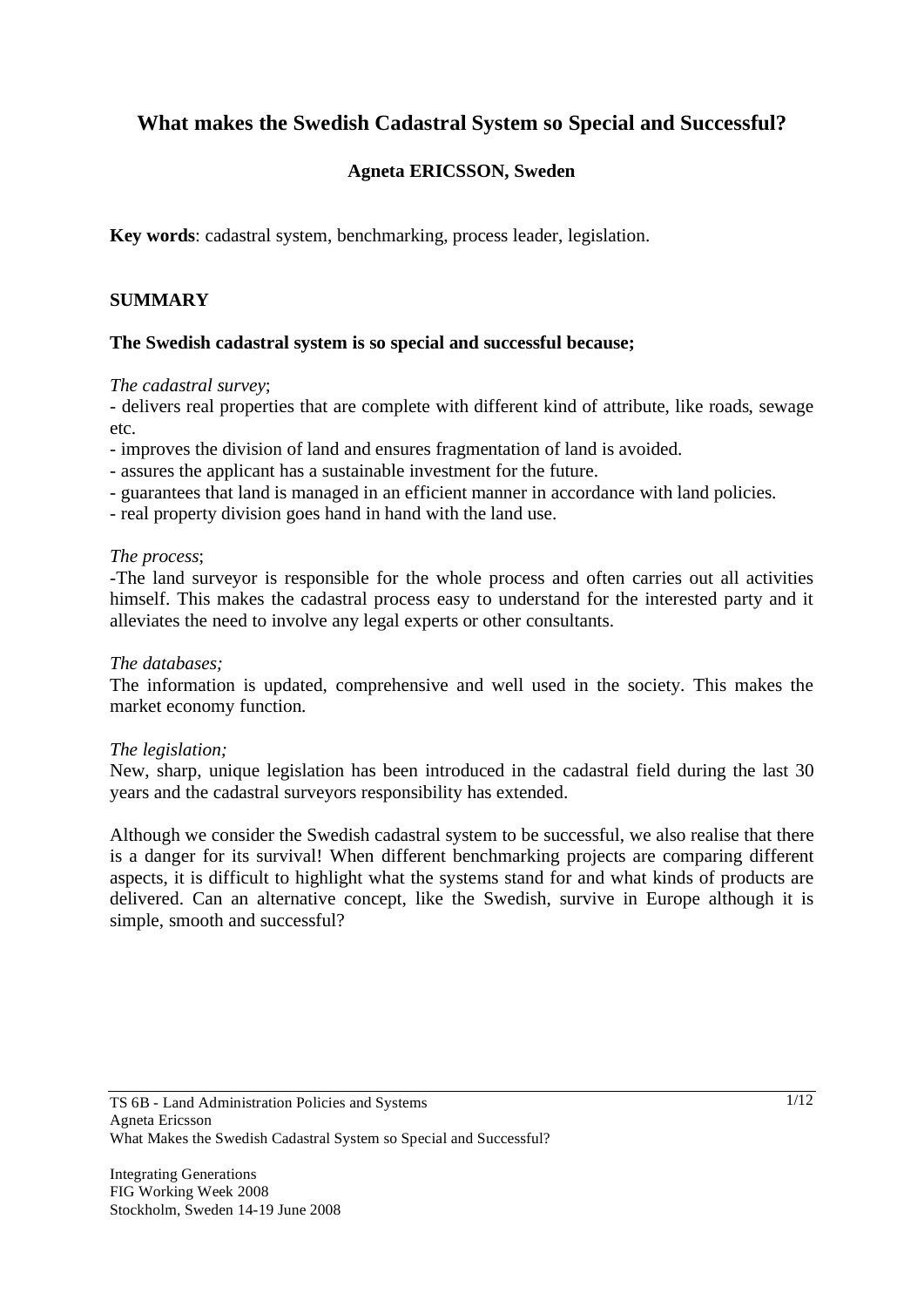# What makes the Swedish Cadastral System so Special and Successful?

**Agneta ERICSSON, Sweden**

**Key words**: cadastral system, benchmarking, process leader, legislation.

## SUMMARY

**The Swedish cadastral system is so special and successful because;**

*The cadastral survey*;

- delivers real properties that are complete with different kind of attribute, like roads, sewage etc.
- improves the division of land and ensures fragmentation of land is avoided.
- assures the applicant has a sustainable investment for the future.
- guarantees that land is managed in an efficient manner in accordance with land policies.
- real property division goes hand in hand with the land use.

*The process*;

-The land surveyor is responsible for the whole process and often carries out all activities himself. This makes the cadastral process easy to understand for the interested party and it alleviates the need to involve any legal experts or other consultants.

*The databases;*

The information is updated, comprehensive and well used in the society. This makes the market economy function.

*The legislation;*

New, sharp, unique legislation has been introduced in the cadastral field during the last 30 years and the cadastral surveyors responsibility has extended.

Although we consider the Swedish cadastral system to be successful, we also realise that there is a danger for its survival! When different benchmarking projects are comparing different aspects, it is difficult to highlight what the systems stand for and what kinds of products are delivered. Can an alternative concept, like the Swedish, survive in Europe although it is simple, smooth and successful?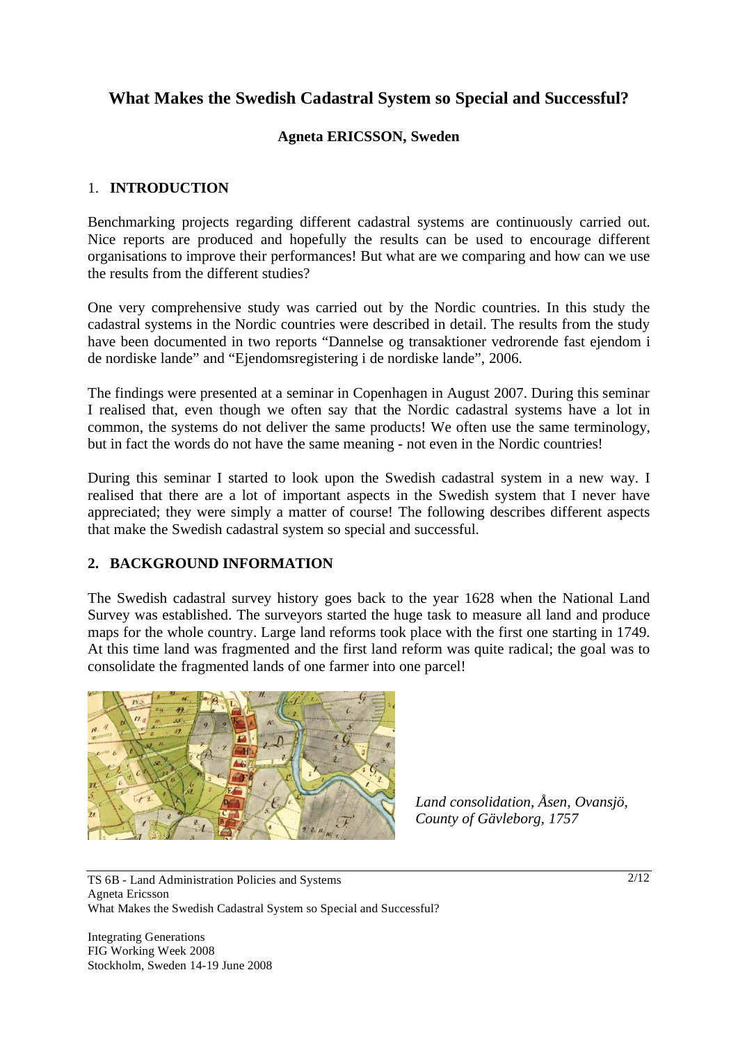# What Makes the Swedish Cadastral System so Special and Successful?

**Agneta ERICSSON, Sweden**

## 1. INTRODUCTION

Benchmarking projects regarding different cadastral systems are continuously carried out. Nice reports are produced and hopefully the results can be used to encourage different organisations to improve their performances! But what are we comparing and how can we use the results from the different studies?

One very comprehensive study was carried out by the Nordic countries. In this study the cadastral systems in the Nordic countries were described in detail. The results from the study have been documented in two reports "Dannelse og transaktioner vedrorende fast ejendom i de nordiske lande" and "Ejendomsregistering i de nordiske lande", 2006.

The findings were presented at a seminar in Copenhagen in August 2007. During this seminar I realised that, even though we often say that the Nordic cadastral systems have a lot in common, the systems do not deliver the same products! We often use the same terminology, but in fact the words do not have the same meaning - not even in the Nordic countries!

During this seminar I started to look upon the Swedish cadastral system in a new way. I realised that there are a lot of important aspects in the Swedish system that I never have appreciated; they were simply a matter of course! The following describes different aspects that make the Swedish cadastral system so special and successful.

## 2. BACKGROUND INFORMATION

The Swedish cadastral survey history goes back to the year 1628 when the National Land Survey was established. The surveyors started the huge task to measure all land and produce maps for the whole country. Large land reforms took place with the first one starting in 1749. At this time land was fragmented and the first land reform was quite radical; the goal was to consolidate the fragmented lands of one farmer into one parcel!

*Land consolidation, Åsen, Ovansjö, County of Gävleborg, 1757*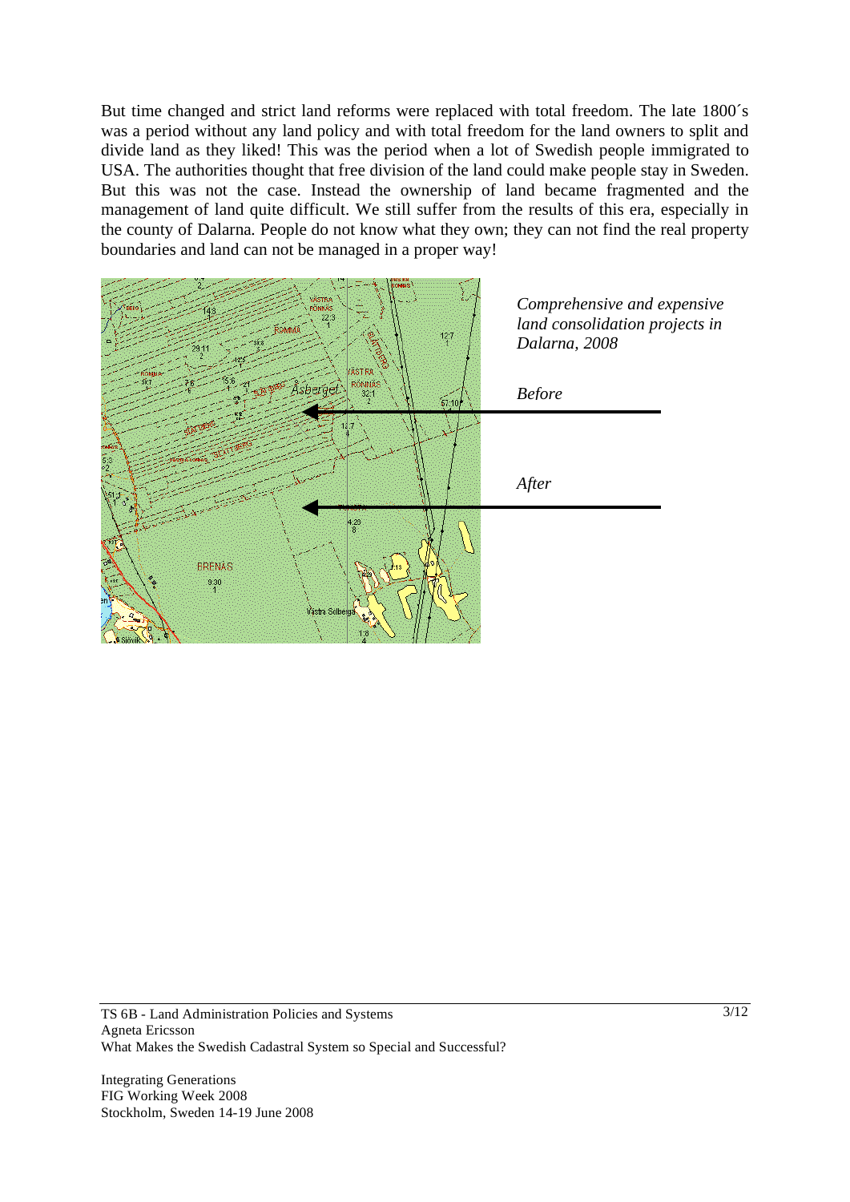But time changed and strict land reforms were replaced with total freedom. The late 1800´s was a period without any land policy and with total freedom for the land owners to split and divide land as they liked! This was the period when a lot of Swedish people immigrated to USA. The authorities thought that free division of the land could make people stay in Sweden. But this was not the case. Instead the ownership of land became fragmented and the management of land quite difficult. We still suffer from the results of this era, especially in the county of Dalarna. People do not know what they own; they can not find the real property boundaries and land can not be managed in a proper way!

*Comprehensive and expensive land consolidation projects in Dalarna, 2008*

*Before*

*After*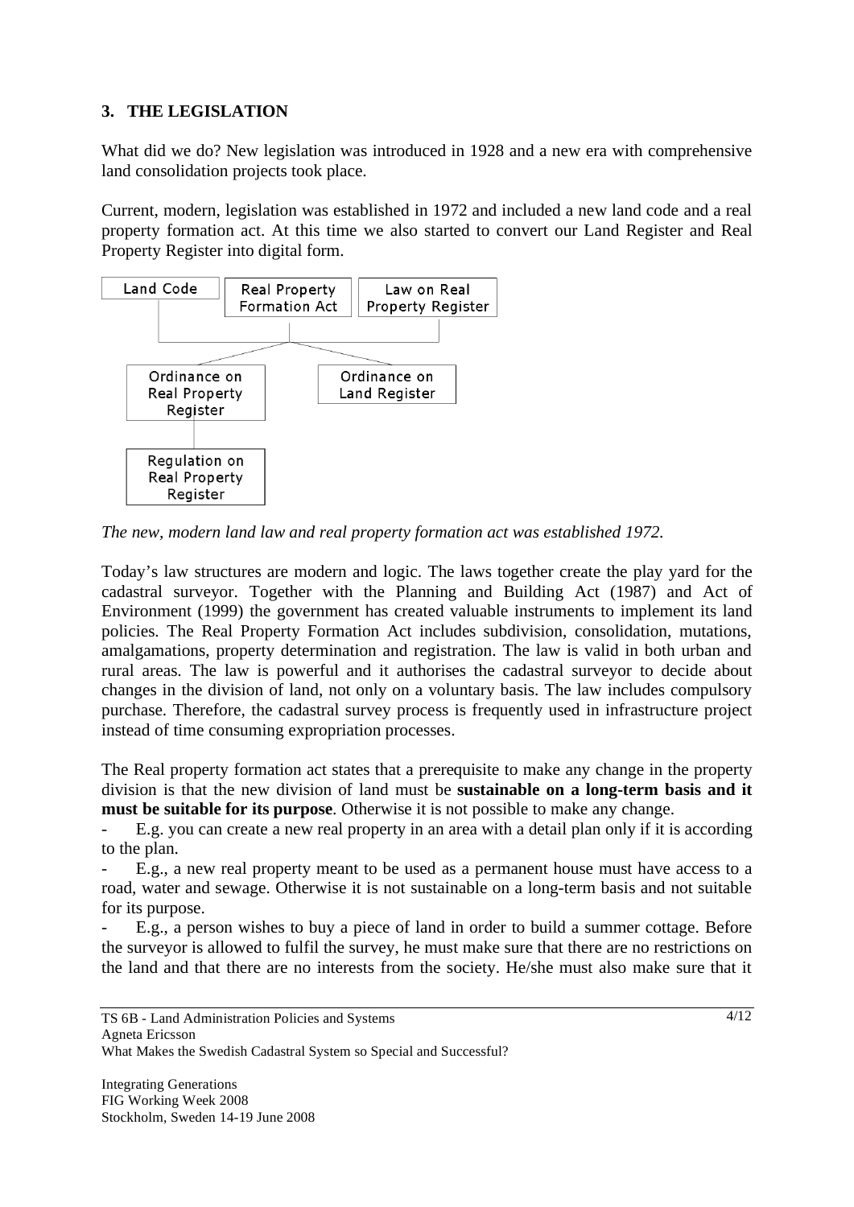## 3. THE LEGISLATION

What did we do? New legislation was introduced in 1928 and a new era with comprehensive land consolidation projects took place.

Current, modern, legislation was established in 1972 and included a new land code and a real property formation act. At this time we also started to convert our Land Register and Real Property Register into digital form.

Land Code

Real Property Formation Act

Law on Real Property Register

Ordinance on Real Property Register

Ordinance on Land Register

Regulation on Real Property Register

*The new, modern land law and real property formation act was established 1972.*

Today's law structures are modern and logic. The laws together create the play yard for the cadastral surveyor. Together with the Planning and Building Act (1987) and Act of Environment (1999) the government has created valuable instruments to implement its land policies. The Real Property Formation Act includes subdivision, consolidation, mutations, amalgamations, property determination and registration. The law is valid in both urban and rural areas. The law is powerful and it authorises the cadastral surveyor to decide about changes in the division of land, not only on a voluntary basis. The law includes compulsory purchase. Therefore, the cadastral survey process is frequently used in infrastructure project instead of time consuming expropriation processes.

The Real property formation act states that a prerequisite to make any change in the property division is that the new division of land must be **sustainable on a long-term basis and it must be suitable for its purpose**. Otherwise it is not possible to make any change.

- E.g. you can create a new real property in an area with a detail plan only if it is according to the plan.
- E.g., a new real property meant to be used as a permanent house must have access to a road, water and sewage. Otherwise it is not sustainable on a long-term basis and not suitable for its purpose.
- E.g., a person wishes to buy a piece of land in order to build a summer cottage. Before the surveyor is allowed to fulfil the survey, he must make sure that there are no restrictions on the land and that there are no interests from the society. He/she must also make sure that it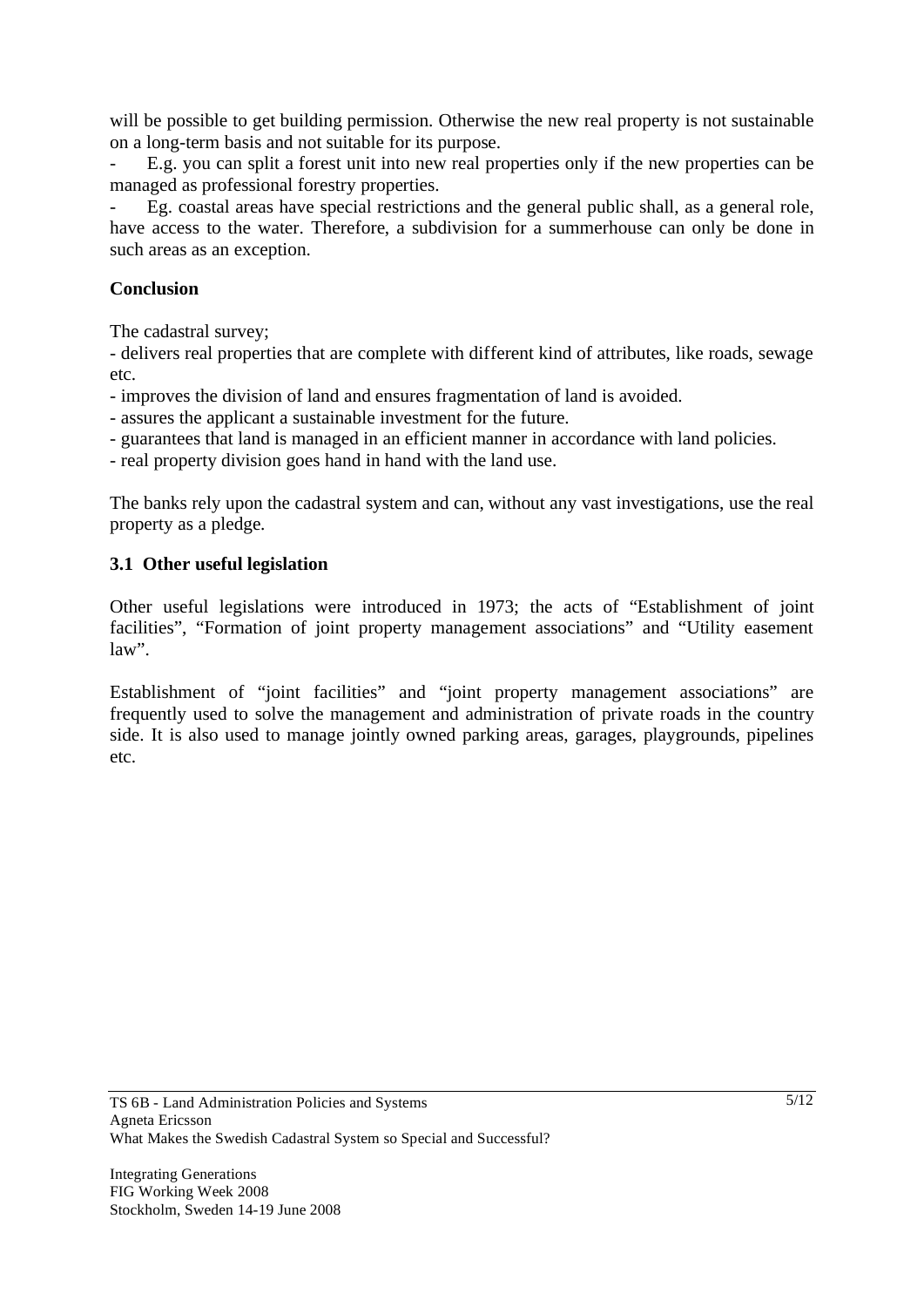will be possible to get building permission. Otherwise the new real property is not sustainable on a long-term basis and not suitable for its purpose.

- E.g. you can split a forest unit into new real properties only if the new properties can be managed as professional forestry properties.
- Eg. coastal areas have special restrictions and the general public shall, as a general role, have access to the water. Therefore, a subdivision for a summerhouse can only be done in such areas as an exception.

**Conclusion**

The cadastral survey;

- delivers real properties that are complete with different kind of attributes, like roads, sewage etc.
- improves the division of land and ensures fragmentation of land is avoided.
- assures the applicant a sustainable investment for the future.
- guarantees that land is managed in an efficient manner in accordance with land policies.
- real property division goes hand in hand with the land use.

The banks rely upon the cadastral system and can, without any vast investigations, use the real property as a pledge.

### 3.1 Other useful legislation

Other useful legislations were introduced in 1973; the acts of "Establishment of joint facilities", "Formation of joint property management associations" and "Utility easement law".

Establishment of "joint facilities" and "joint property management associations" are frequently used to solve the management and administration of private roads in the country side. It is also used to manage jointly owned parking areas, garages, playgrounds, pipelines etc.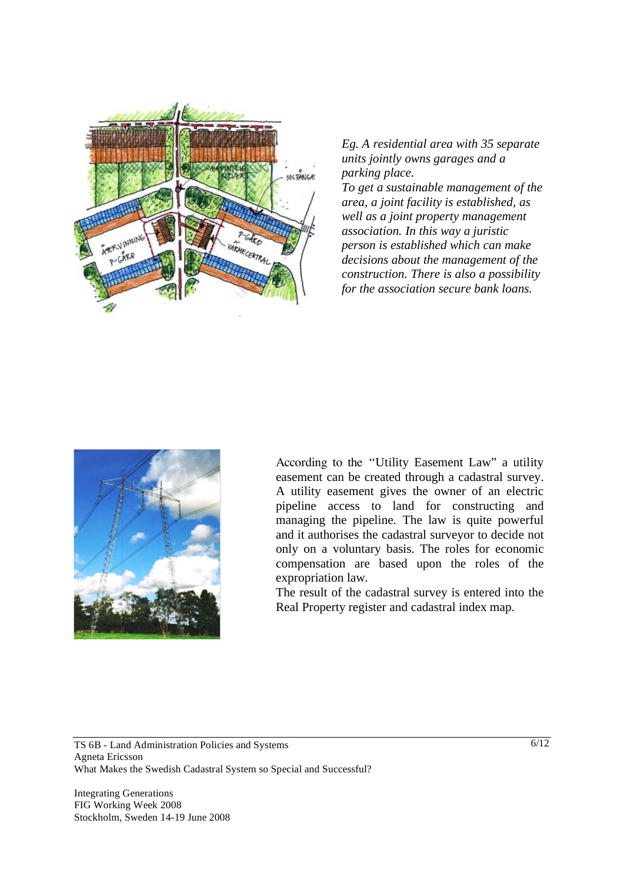*Eg. A residential area with 35 separate units jointly owns garages and a parking place.*
*To get a sustainable management of the area, a joint facility is established, as well as a joint property management association. In this way a juristic person is established which can make decisions about the management of the construction. There is also a possibility for the association secure bank loans.*

According to the "Utility Easement Law" a utility easement can be created through a cadastral survey. A utility easement gives the owner of an electric pipeline access to land for constructing and managing the pipeline. The law is quite powerful and it authorises the cadastral surveyor to decide not only on a voluntary basis. The roles for economic compensation are based upon the roles of the expropriation law.
The result of the cadastral survey is entered into the Real Property register and cadastral index map.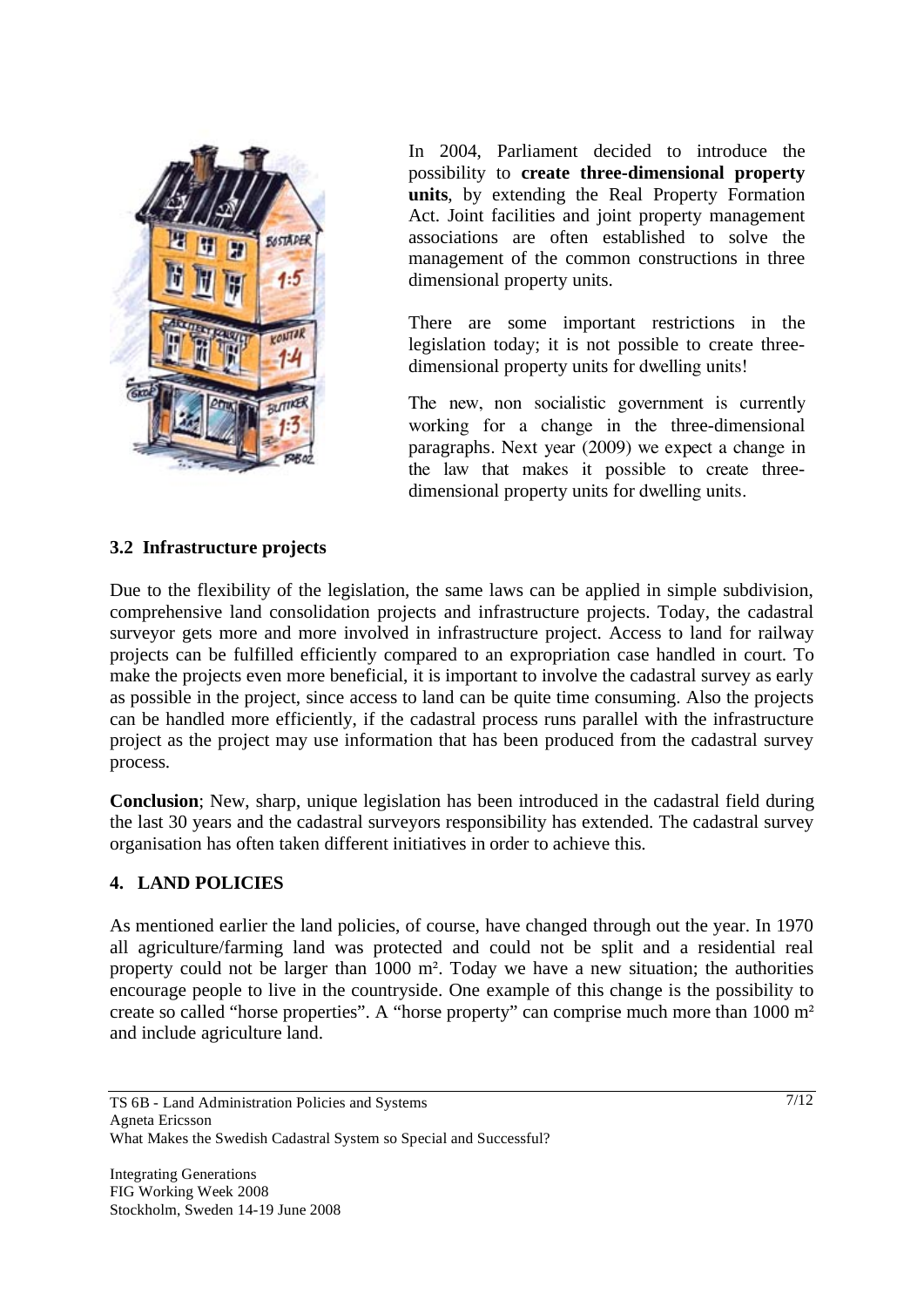In 2004, Parliament decided to introduce the possibility to **create three-dimensional property units**, by extending the Real Property Formation Act. Joint facilities and joint property management associations are often established to solve the management of the common constructions in three dimensional property units.

There are some important restrictions in the legislation today; it is not possible to create three-dimensional property units for dwelling units!

The new, non socialistic government is currently working for a change in the three-dimensional paragraphs. Next year (2009) we expect a change in the law that makes it possible to create three-dimensional property units for dwelling units.

### 3.2 Infrastructure projects

Due to the flexibility of the legislation, the same laws can be applied in simple subdivision, comprehensive land consolidation projects and infrastructure projects. Today, the cadastral surveyor gets more and more involved in infrastructure project. Access to land for railway projects can be fulfilled efficiently compared to an expropriation case handled in court. To make the projects even more beneficial, it is important to involve the cadastral survey as early as possible in the project, since access to land can be quite time consuming. Also the projects can be handled more efficiently, if the cadastral process runs parallel with the infrastructure project as the project may use information that has been produced from the cadastral survey process.

**Conclusion**; New, sharp, unique legislation has been introduced in the cadastral field during the last 30 years and the cadastral surveyors responsibility has extended. The cadastral survey organisation has often taken different initiatives in order to achieve this.

## 4. LAND POLICIES

As mentioned earlier the land policies, of course, have changed through out the year. In 1970 all agriculture/farming land was protected and could not be split and a residential real property could not be larger than 1000 m². Today we have a new situation; the authorities encourage people to live in the countryside. One example of this change is the possibility to create so called "horse properties". A "horse property" can comprise much more than 1000 m² and include agriculture land.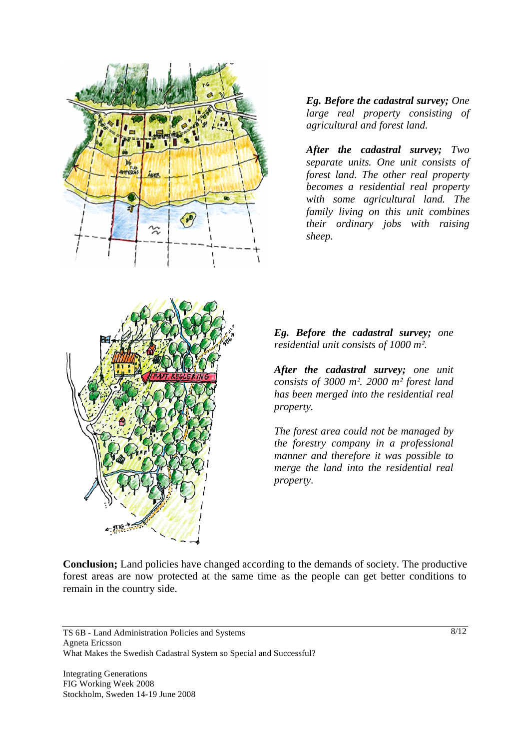***Eg. Before the cadastral survey;*** *One large real property consisting of agricultural and forest land.*

***After the cadastral survey;*** *Two separate units. One unit consists of forest land. The other real property becomes a residential real property with some agricultural land. The family living on this unit combines their ordinary jobs with raising sheep.*

***Eg. Before the cadastral survey;*** *one residential unit consists of 1000 m².*

***After the cadastral survey;*** *one unit consists of 3000 m². 2000 m² forest land has been merged into the residential real property.*

*The forest area could not be managed by the forestry company in a professional manner and therefore it was possible to merge the land into the residential real property.*

**Conclusion;** Land policies have changed according to the demands of society. The productive forest areas are now protected at the same time as the people can get better conditions to remain in the country side.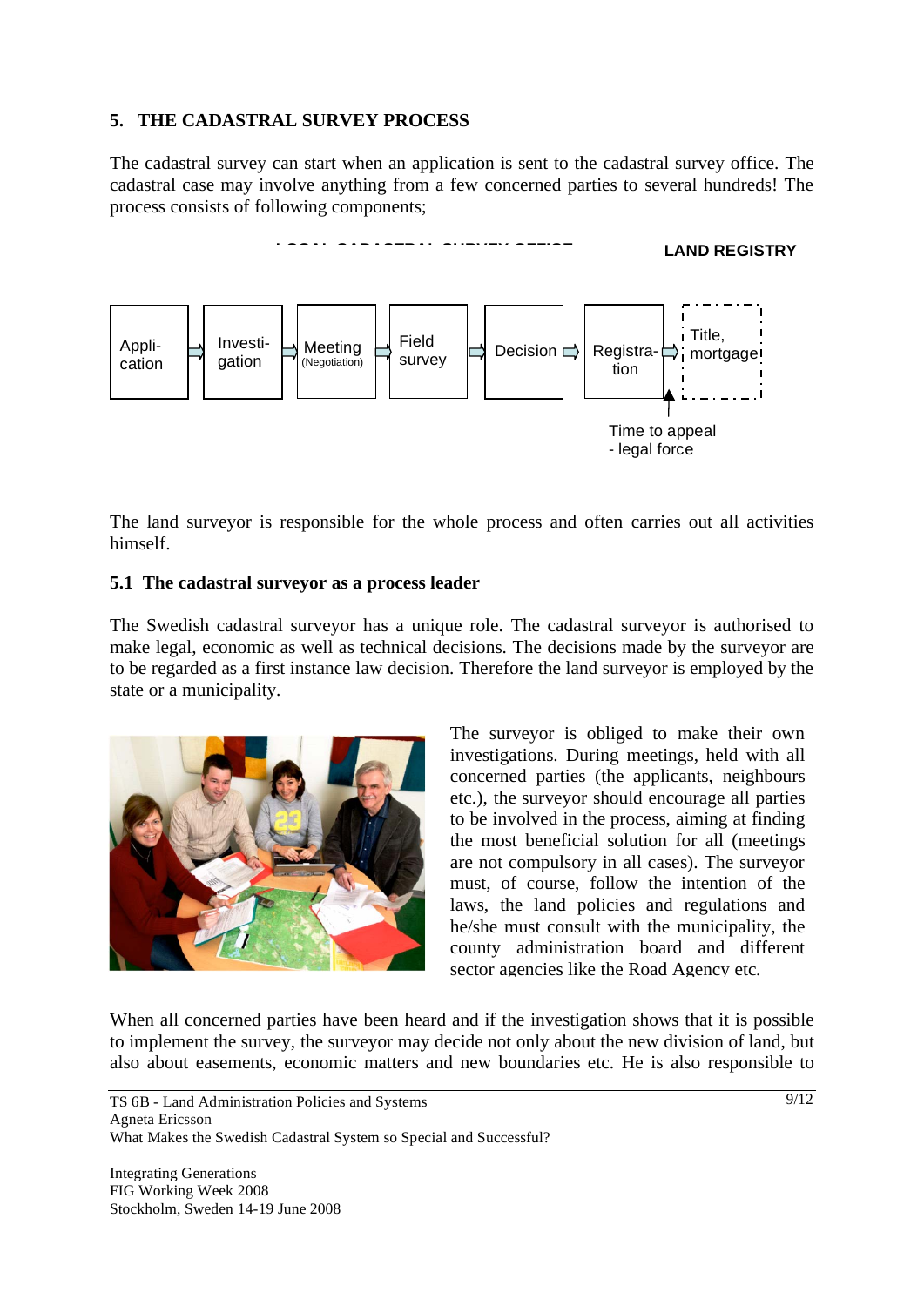## 5. THE CADASTRAL SURVEY PROCESS

The cadastral survey can start when an application is sent to the cadastral survey office. The cadastral case may involve anything from a few concerned parties to several hundreds! The process consists of following components;

LOCAL CADASTRAL SURVEY OFFICE — LAND REGISTRY

Appli-cation → Investi-gation → Meeting (Negotiation) → Field survey → Decision → Registra-tion → Title, mortgage

Time to appeal - legal force

The land surveyor is responsible for the whole process and often carries out all activities himself.

### 5.1 The cadastral surveyor as a process leader

The Swedish cadastral surveyor has a unique role. The cadastral surveyor is authorised to make legal, economic as well as technical decisions. The decisions made by the surveyor are to be regarded as a first instance law decision. Therefore the land surveyor is employed by the state or a municipality.

The surveyor is obliged to make their own investigations. During meetings, held with all concerned parties (the applicants, neighbours etc.), the surveyor should encourage all parties to be involved in the process, aiming at finding the most beneficial solution for all (meetings are not compulsory in all cases). The surveyor must, of course, follow the intention of the laws, the land policies and regulations and he/she must consult with the municipality, the county administration board and different sector agencies like the Road Agency etc.

When all concerned parties have been heard and if the investigation shows that it is possible to implement the survey, the surveyor may decide not only about the new division of land, but also about easements, economic matters and new boundaries etc. He is also responsible to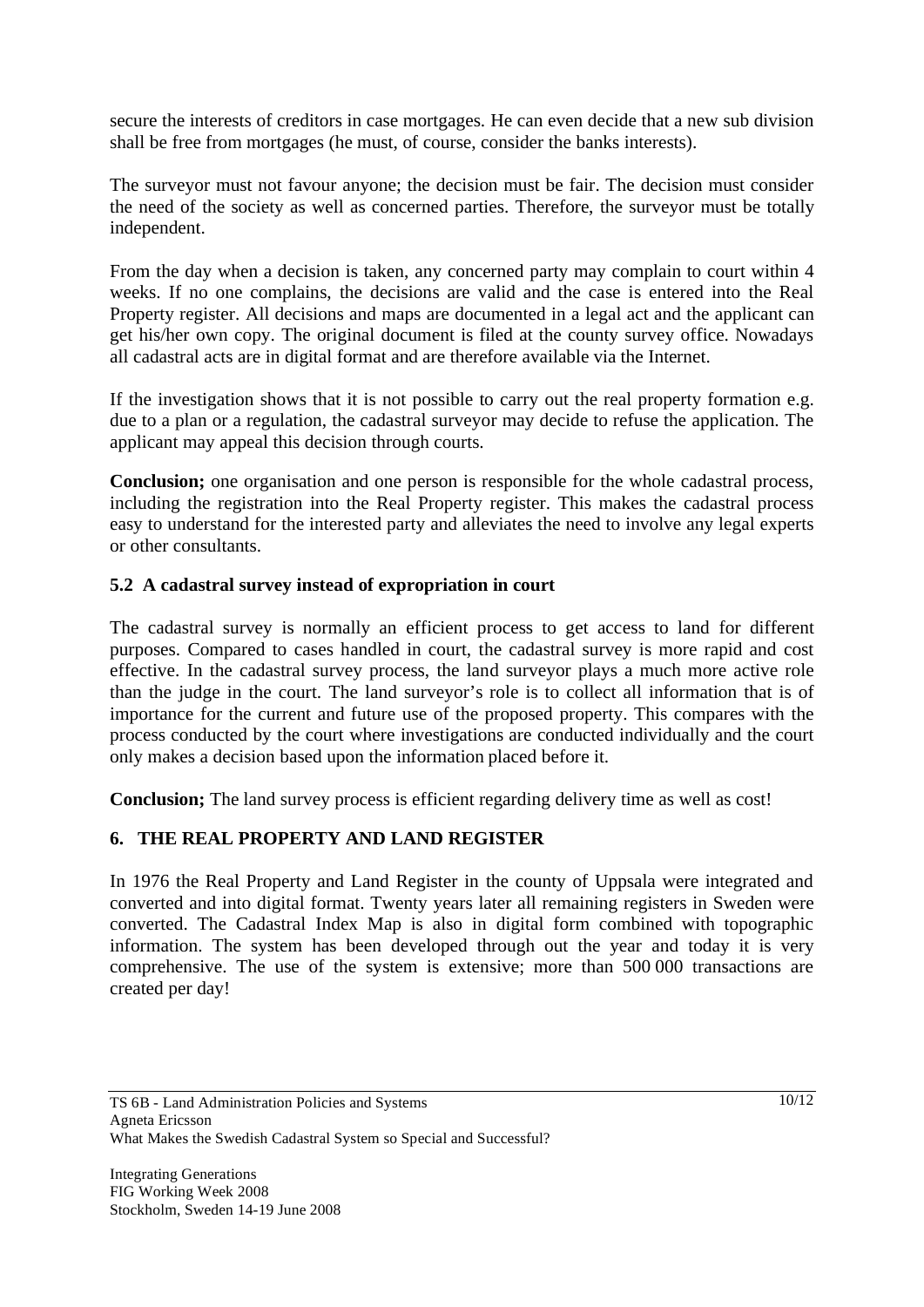secure the interests of creditors in case mortgages. He can even decide that a new sub division shall be free from mortgages (he must, of course, consider the banks interests).

The surveyor must not favour anyone; the decision must be fair. The decision must consider the need of the society as well as concerned parties. Therefore, the surveyor must be totally independent.

From the day when a decision is taken, any concerned party may complain to court within 4 weeks. If no one complains, the decisions are valid and the case is entered into the Real Property register. All decisions and maps are documented in a legal act and the applicant can get his/her own copy. The original document is filed at the county survey office. Nowadays all cadastral acts are in digital format and are therefore available via the Internet.

If the investigation shows that it is not possible to carry out the real property formation e.g. due to a plan or a regulation, the cadastral surveyor may decide to refuse the application. The applicant may appeal this decision through courts.

**Conclusion;** one organisation and one person is responsible for the whole cadastral process, including the registration into the Real Property register. This makes the cadastral process easy to understand for the interested party and alleviates the need to involve any legal experts or other consultants.

### 5.2 A cadastral survey instead of expropriation in court

The cadastral survey is normally an efficient process to get access to land for different purposes. Compared to cases handled in court, the cadastral survey is more rapid and cost effective. In the cadastral survey process, the land surveyor plays a much more active role than the judge in the court. The land surveyor's role is to collect all information that is of importance for the current and future use of the proposed property. This compares with the process conducted by the court where investigations are conducted individually and the court only makes a decision based upon the information placed before it.

**Conclusion;** The land survey process is efficient regarding delivery time as well as cost!

## 6. THE REAL PROPERTY AND LAND REGISTER

In 1976 the Real Property and Land Register in the county of Uppsala were integrated and converted and into digital format. Twenty years later all remaining registers in Sweden were converted. The Cadastral Index Map is also in digital form combined with topographic information. The system has been developed through out the year and today it is very comprehensive. The use of the system is extensive; more than 500 000 transactions are created per day!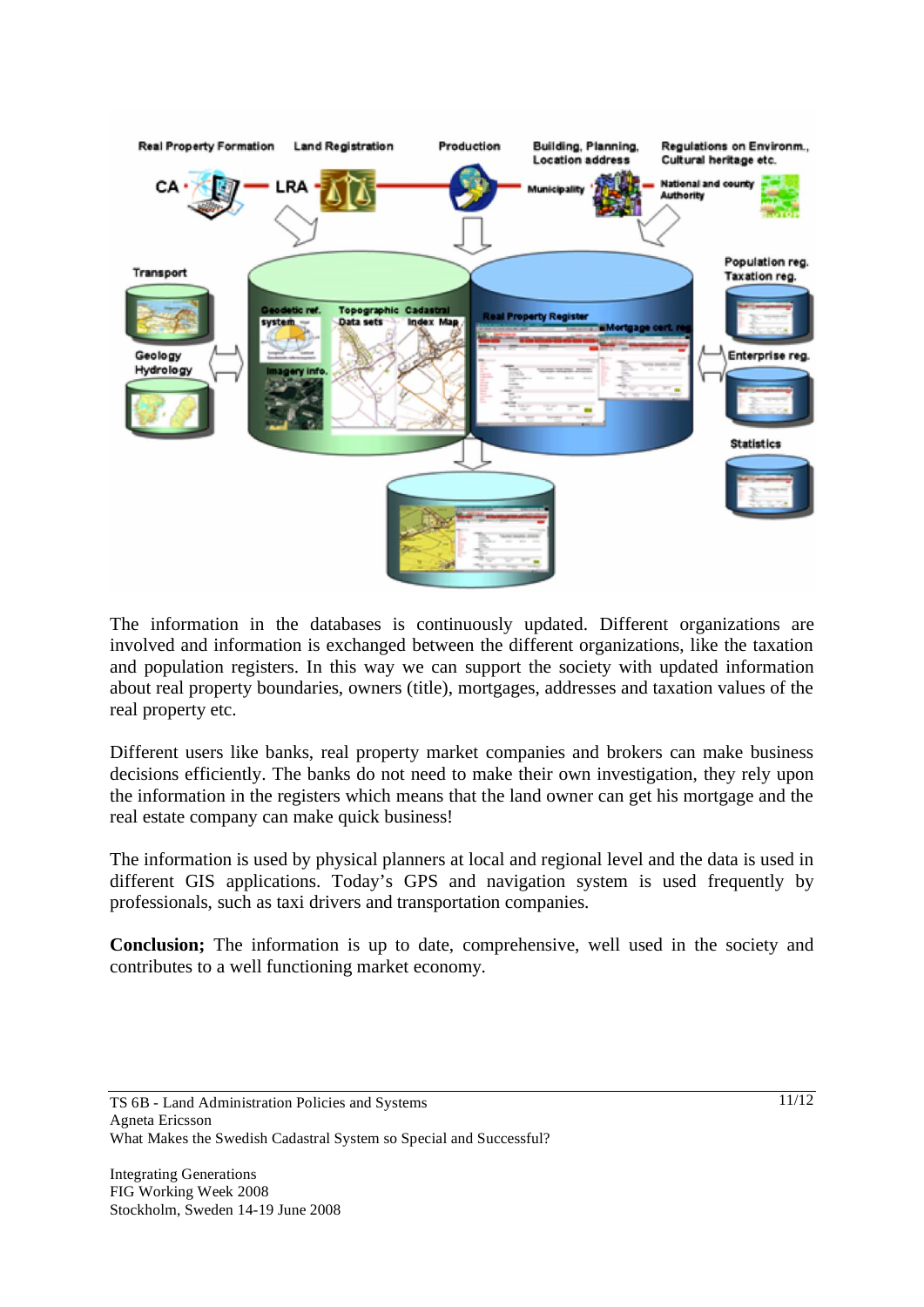The information in the databases is continuously updated. Different organizations are involved and information is exchanged between the different organizations, like the taxation and population registers. In this way we can support the society with updated information about real property boundaries, owners (title), mortgages, addresses and taxation values of the real property etc.

Different users like banks, real property market companies and brokers can make business decisions efficiently. The banks do not need to make their own investigation, they rely upon the information in the registers which means that the land owner can get his mortgage and the real estate company can make quick business!

The information is used by physical planners at local and regional level and the data is used in different GIS applications. Today's GPS and navigation system is used frequently by professionals, such as taxi drivers and transportation companies.

**Conclusion;** The information is up to date, comprehensive, well used in the society and contributes to a well functioning market economy.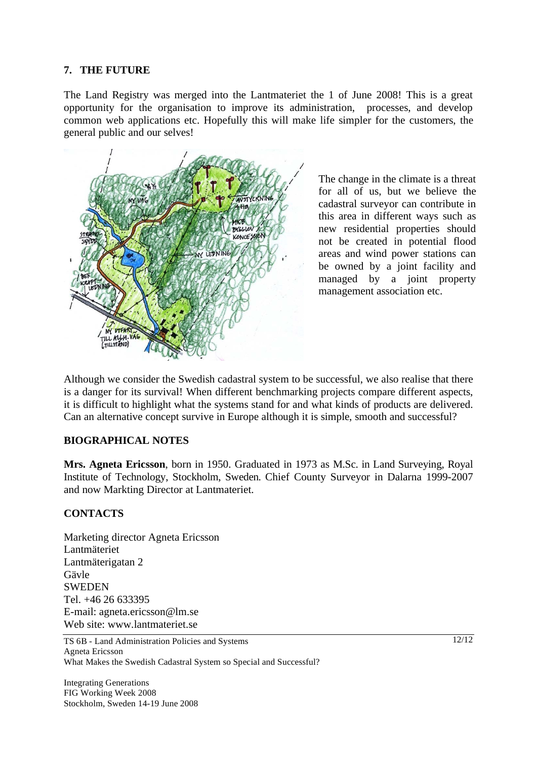## 7. THE FUTURE

The Land Registry was merged into the Lantmateriet the 1 of June 2008! This is a great opportunity for the organisation to improve its administration, processes, and develop common web applications etc. Hopefully this will make life simpler for the customers, the general public and our selves!

The change in the climate is a threat for all of us, but we believe the cadastral surveyor can contribute in this area in different ways such as new residential properties should not be created in potential flood areas and wind power stations can be owned by a joint facility and managed by a joint property management association etc.

Although we consider the Swedish cadastral system to be successful, we also realise that there is a danger for its survival! When different benchmarking projects compare different aspects, it is difficult to highlight what the systems stand for and what kinds of products are delivered. Can an alternative concept survive in Europe although it is simple, smooth and successful?

## BIOGRAPHICAL NOTES

**Mrs. Agneta Ericsson**, born in 1950. Graduated in 1973 as M.Sc. in Land Surveying, Royal Institute of Technology, Stockholm, Sweden. Chief County Surveyor in Dalarna 1999-2007 and now Markting Director at Lantmateriet.

## CONTACTS

Marketing director Agneta Ericsson
Lantmäteriet
Lantmäterigatan 2
Gävle
SWEDEN
Tel. +46 26 633395
E-mail: agneta.ericsson@lm.se
Web site: www.lantmateriet.se